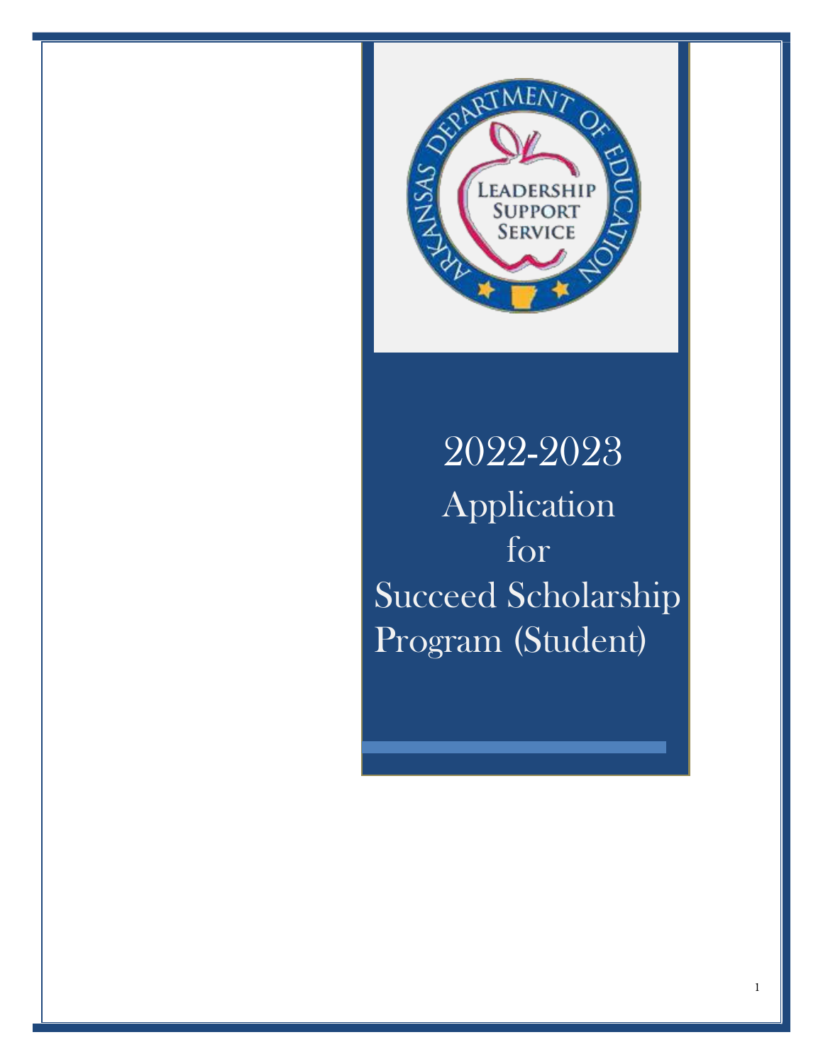# 2022-2023 Application for Succeed Scholarship Program (Student)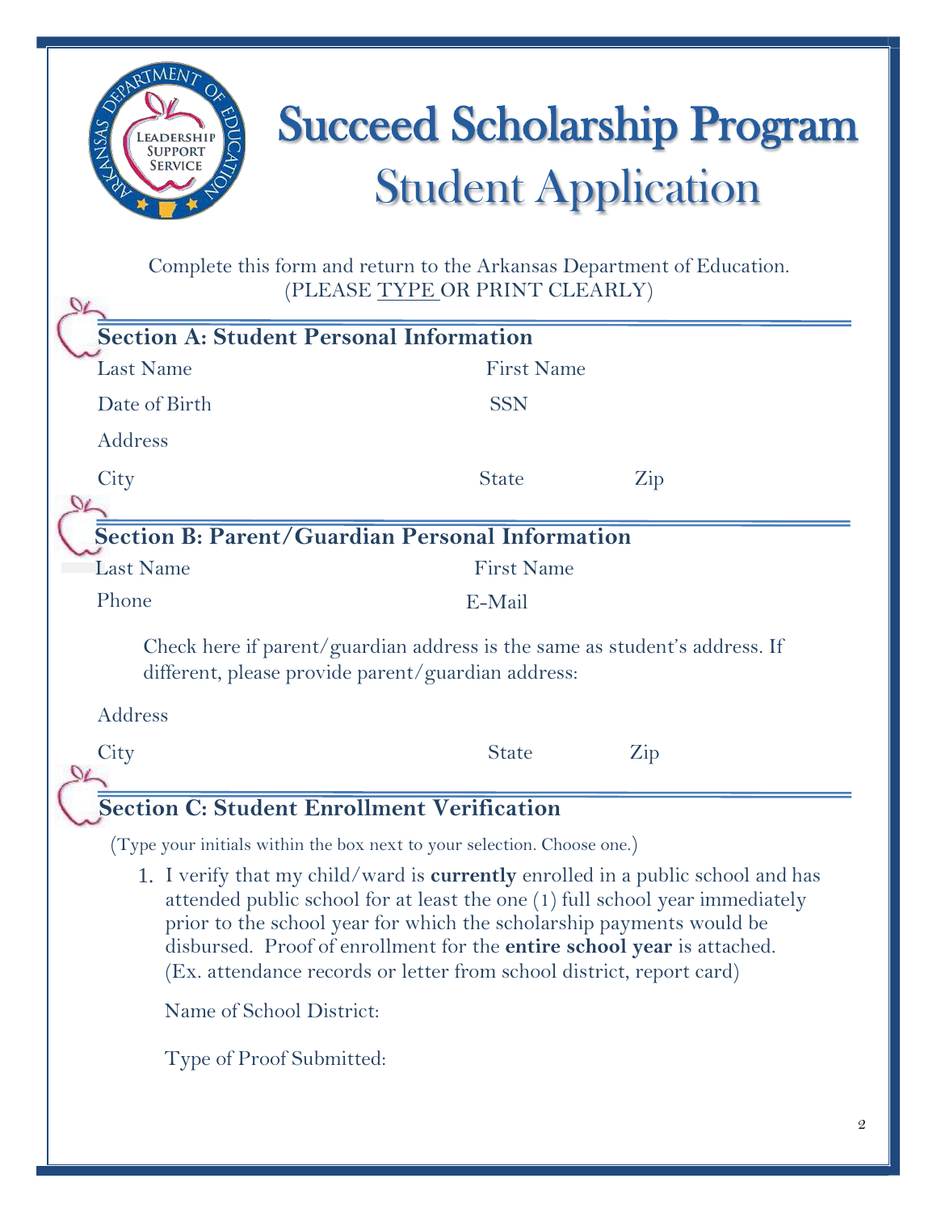# Succeed Scholarship Program
## Student Application

Complete this form and return to the Arkansas Department of Education.
(PLEASE TYPE OR PRINT CLEARLY)

### Section A: Student Personal Information

Last Name First Name

Date of Birth SSN

Address

City State Zip

### Section B: Parent/Guardian Personal Information

Last Name First Name

Phone E-Mail

Check here if parent/guardian address is the same as student's address. If different, please provide parent/guardian address:

Address

City State Zip

### Section C: Student Enrollment Verification

(Type your initials within the box next to your selection. Choose one.)

1. I verify that my child/ward is **currently** enrolled in a public school and has attended public school for at least the one (1) full school year immediately prior to the school year for which the scholarship payments would be disbursed. Proof of enrollment for the **entire school year** is attached. (Ex. attendance records or letter from school district, report card)

   Name of School District:

   Type of Proof Submitted: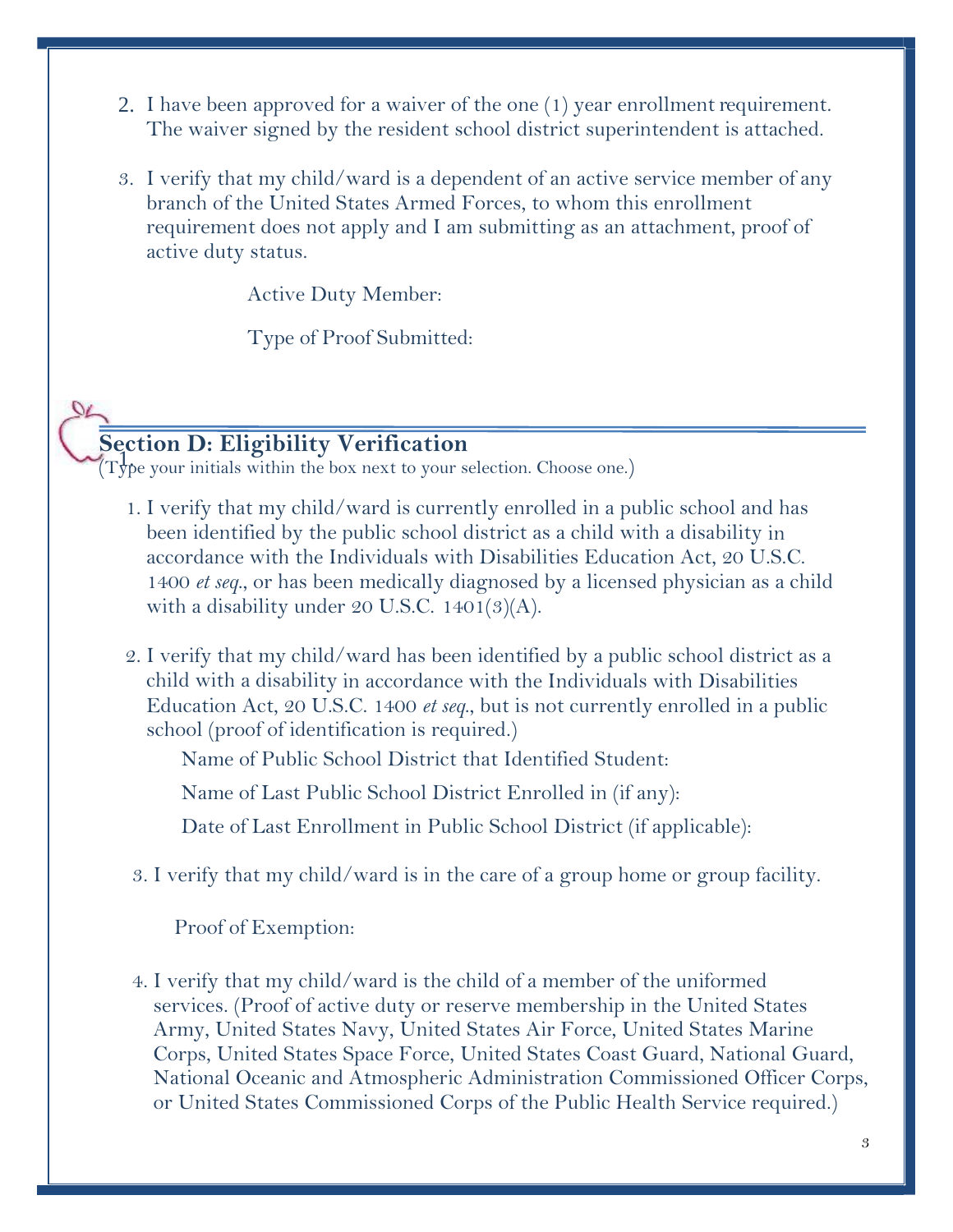2. I have been approved for a waiver of the one (1) year enrollment requirement. The waiver signed by the resident school district superintendent is attached.

3. I verify that my child/ward is a dependent of an active service member of any branch of the United States Armed Forces, to whom this enrollment requirement does not apply and I am submitting as an attachment, proof of active duty status.

   Active Duty Member:

   Type of Proof Submitted:

## Section D: Eligibility Verification

(Type your initials within the box next to your selection. Choose one.)

1. I verify that my child/ward is currently enrolled in a public school and has been identified by the public school district as a child with a disability in accordance with the Individuals with Disabilities Education Act, 20 U.S.C. 1400 *et seq.*, or has been medically diagnosed by a licensed physician as a child with a disability under 20 U.S.C. 1401(3)(A).

2. I verify that my child/ward has been identified by a public school district as a child with a disability in accordance with the Individuals with Disabilities Education Act, 20 U.S.C. 1400 *et seq.*, but is not currently enrolled in a public school (proof of identification is required.)

   Name of Public School District that Identified Student:

   Name of Last Public School District Enrolled in (if any):

   Date of Last Enrollment in Public School District (if applicable):

3. I verify that my child/ward is in the care of a group home or group facility.

   Proof of Exemption:

4. I verify that my child/ward is the child of a member of the uniformed services. (Proof of active duty or reserve membership in the United States Army, United States Navy, United States Air Force, United States Marine Corps, United States Space Force, United States Coast Guard, National Guard, National Oceanic and Atmospheric Administration Commissioned Officer Corps, or United States Commissioned Corps of the Public Health Service required.)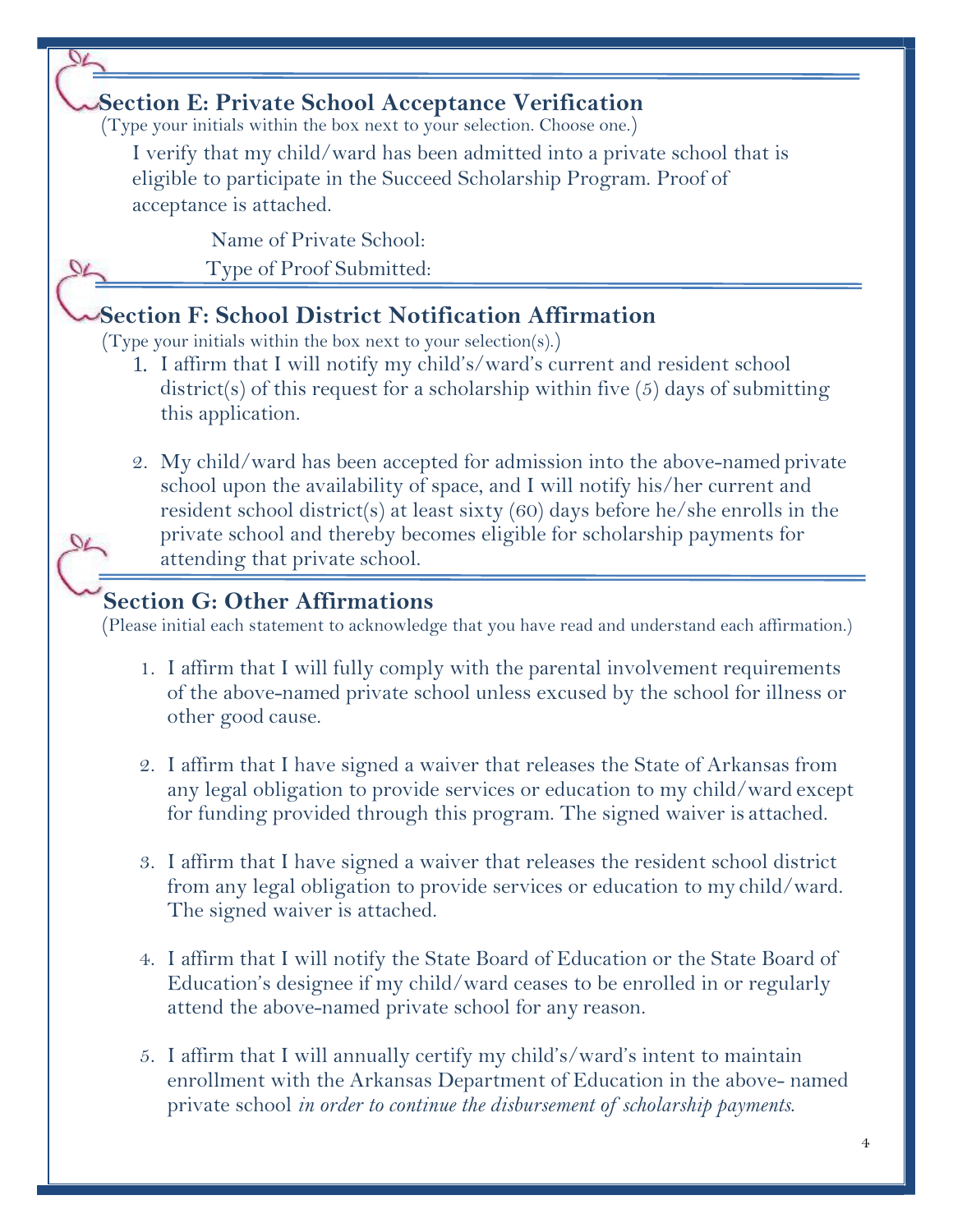## Section E: Private School Acceptance Verification

(Type your initials within the box next to your selection. Choose one.)

I verify that my child/ward has been admitted into a private school that is eligible to participate in the Succeed Scholarship Program. Proof of acceptance is attached.

Name of Private School:

Type of Proof Submitted:

## Section F: School District Notification Affirmation

(Type your initials within the box next to your selection(s).)

1. I affirm that I will notify my child's/ward's current and resident school district(s) of this request for a scholarship within five (5) days of submitting this application.

2. My child/ward has been accepted for admission into the above-named private school upon the availability of space, and I will notify his/her current and resident school district(s) at least sixty (60) days before he/she enrolls in the private school and thereby becomes eligible for scholarship payments for attending that private school.

## Section G: Other Affirmations

(Please initial each statement to acknowledge that you have read and understand each affirmation.)

1. I affirm that I will fully comply with the parental involvement requirements of the above-named private school unless excused by the school for illness or other good cause.

2. I affirm that I have signed a waiver that releases the State of Arkansas from any legal obligation to provide services or education to my child/ward except for funding provided through this program. The signed waiver is attached.

3. I affirm that I have signed a waiver that releases the resident school district from any legal obligation to provide services or education to my child/ward. The signed waiver is attached.

4. I affirm that I will notify the State Board of Education or the State Board of Education's designee if my child/ward ceases to be enrolled in or regularly attend the above-named private school for any reason.

5. I affirm that I will annually certify my child's/ward's intent to maintain enrollment with the Arkansas Department of Education in the above- named private school *in order to continue the disbursement of scholarship payments.*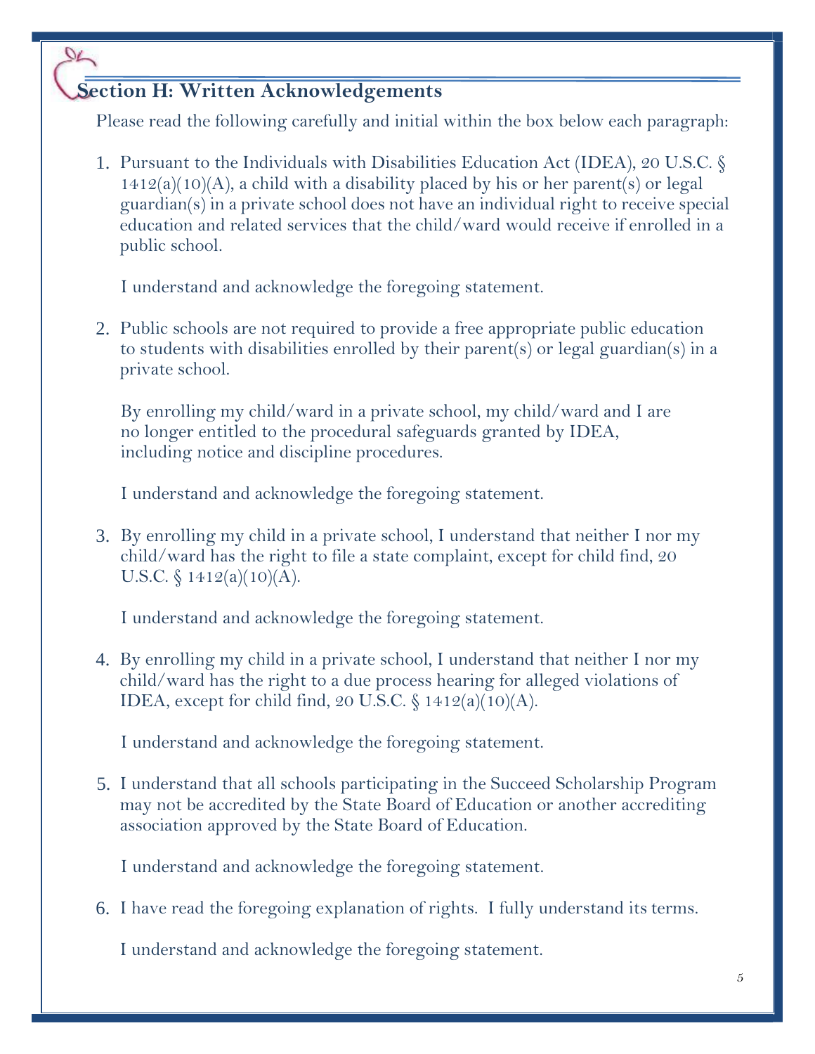## Section H: Written Acknowledgements

Please read the following carefully and initial within the box below each paragraph:

1. Pursuant to the Individuals with Disabilities Education Act (IDEA), 20 U.S.C. § 1412(a)(10)(A), a child with a disability placed by his or her parent(s) or legal guardian(s) in a private school does not have an individual right to receive special education and related services that the child/ward would receive if enrolled in a public school.

   I understand and acknowledge the foregoing statement.

2. Public schools are not required to provide a free appropriate public education to students with disabilities enrolled by their parent(s) or legal guardian(s) in a private school.

   By enrolling my child/ward in a private school, my child/ward and I are no longer entitled to the procedural safeguards granted by IDEA, including notice and discipline procedures.

   I understand and acknowledge the foregoing statement.

3. By enrolling my child in a private school, I understand that neither I nor my child/ward has the right to file a state complaint, except for child find, 20 U.S.C. § 1412(a)(10)(A).

   I understand and acknowledge the foregoing statement.

4. By enrolling my child in a private school, I understand that neither I nor my child/ward has the right to a due process hearing for alleged violations of IDEA, except for child find, 20 U.S.C. § 1412(a)(10)(A).

   I understand and acknowledge the foregoing statement.

5. I understand that all schools participating in the Succeed Scholarship Program may not be accredited by the State Board of Education or another accrediting association approved by the State Board of Education.

   I understand and acknowledge the foregoing statement.

6. I have read the foregoing explanation of rights. I fully understand its terms.

   I understand and acknowledge the foregoing statement.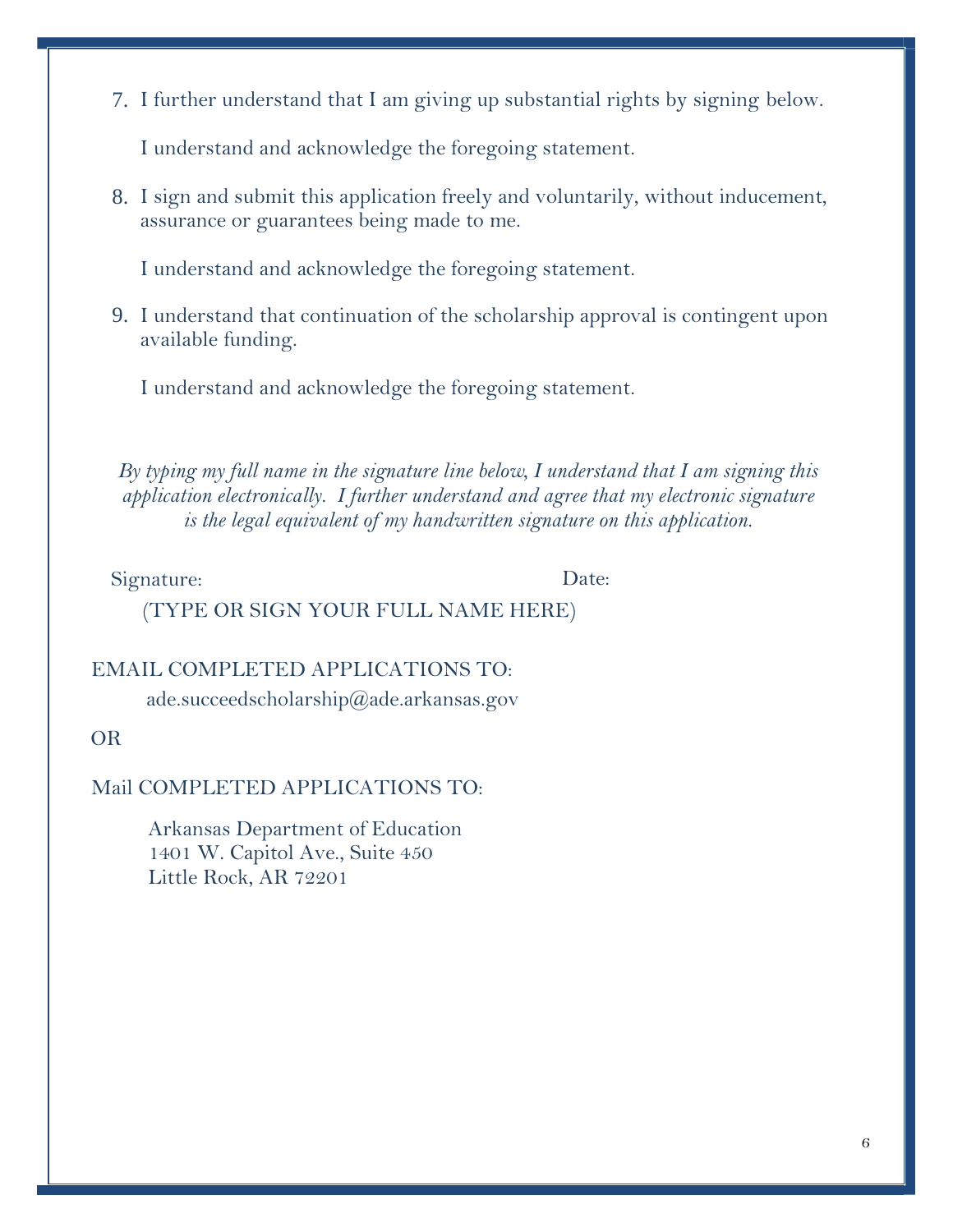7. I further understand that I am giving up substantial rights by signing below.

   I understand and acknowledge the foregoing statement.

8. I sign and submit this application freely and voluntarily, without inducement, assurance or guarantees being made to me.

   I understand and acknowledge the foregoing statement.

9. I understand that continuation of the scholarship approval is contingent upon available funding.

   I understand and acknowledge the foregoing statement.

*By typing my full name in the signature line below, I understand that I am signing this application electronically. I further understand and agree that my electronic signature is the legal equivalent of my handwritten signature on this application.*

Signature: Date:

(TYPE OR SIGN YOUR FULL NAME HERE)

EMAIL COMPLETED APPLICATIONS TO:

ade.succeedscholarship@ade.arkansas.gov

OR

Mail COMPLETED APPLICATIONS TO:

Arkansas Department of Education
1401 W. Capitol Ave., Suite 450
Little Rock, AR 72201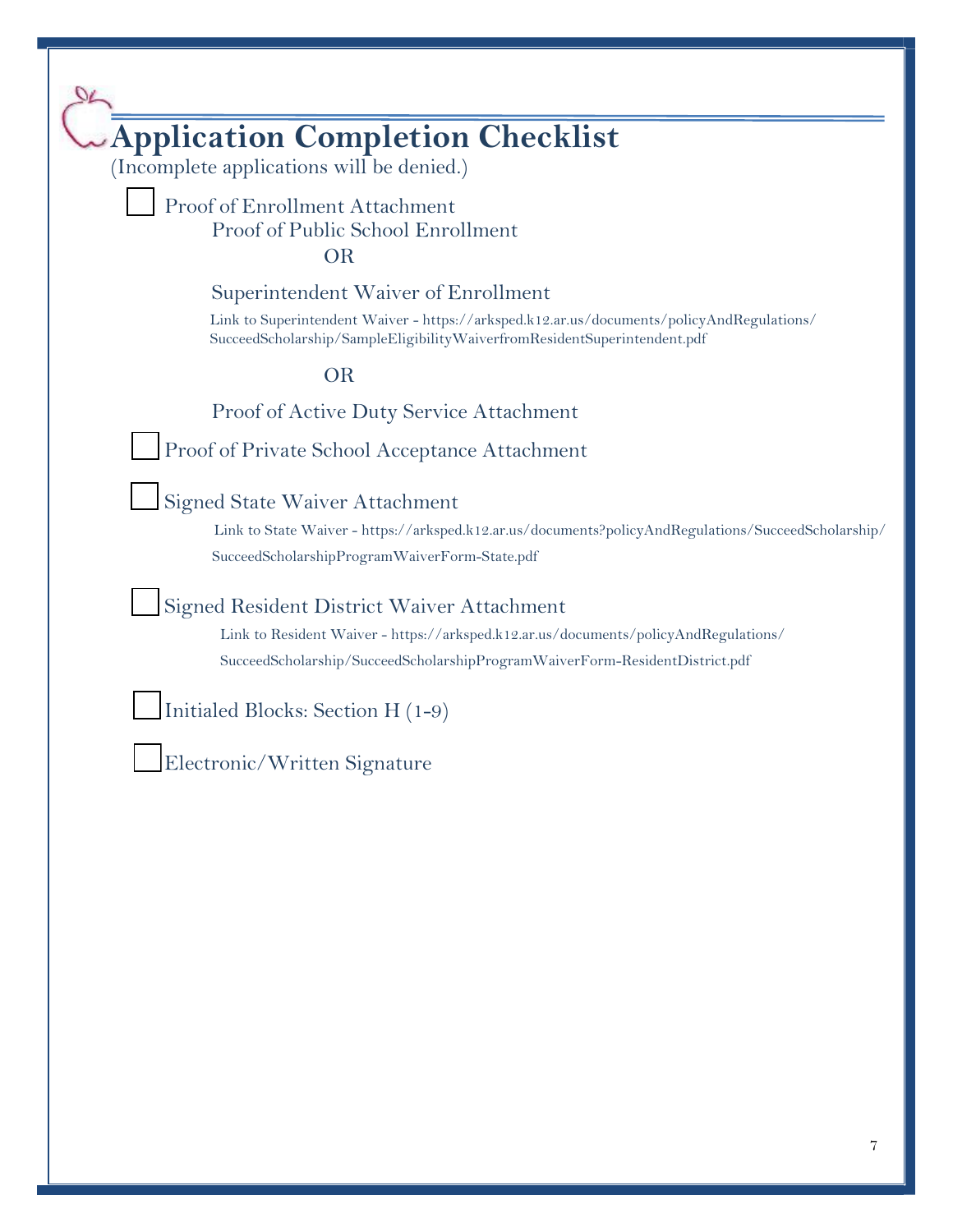# Application Completion Checklist

(Incomplete applications will be denied.)

- [ ] Proof of Enrollment Attachment

    Proof of Public School Enrollment

    OR

    Superintendent Waiver of Enrollment

    Link to Superintendent Waiver - https://arksped.k12.ar.us/documents/policyAndRegulations/SucceedScholarship/SampleEligibilityWaiverfromResidentSuperintendent.pdf

    OR

    Proof of Active Duty Service Attachment

- [ ] Proof of Private School Acceptance Attachment

- [ ] Signed State Waiver Attachment

    Link to State Waiver - https://arksped.k12.ar.us/documents?policyAndRegulations/SucceedScholarship/SucceedScholarshipProgramWaiverForm-State.pdf

- [ ] Signed Resident District Waiver Attachment

    Link to Resident Waiver - https://arksped.k12.ar.us/documents/policyAndRegulations/SucceedScholarship/SucceedScholarshipProgramWaiverForm-ResidentDistrict.pdf

- [ ] Initialed Blocks: Section H (1-9)

- [ ] Electronic/Written Signature